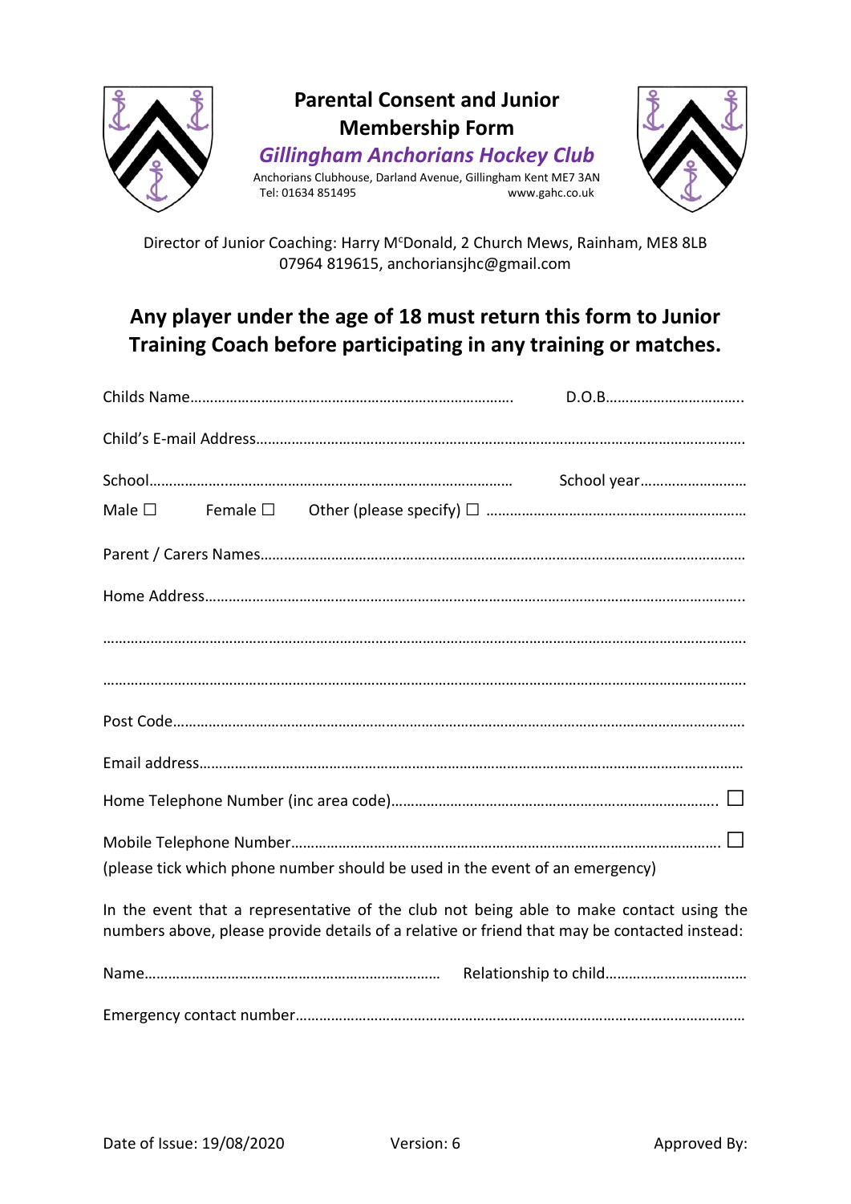# Parental Consent and Junior Membership Form

## *Gillingham Anchorians Hockey Club*

Anchorians Clubhouse, Darland Avenue, Gillingham Kent ME7 3AN
Tel: 01634 851495 www.gahc.co.uk

Director of Junior Coaching: Harry McDonald, 2 Church Mews, Rainham, ME8 8LB
07964 819615, anchoriansjhc@gmail.com

### Any player under the age of 18 must return this form to Junior Training Coach before participating in any training or matches.

Childs Name……………………………………………………………………… D.O.B……………………………..

Child's E-mail Address………………………………………………………………………………………………

School……………………………………………………………………………… School year………………………

Male ☐ Female ☐ Other (please specify) ☐ ……………………………………………………

Parent / Carers Names…………………………………………………………………………………………………

Home Address……………………………………………………………………………………………………………..

……………………………………………………………………………………………………………………………………

……………………………………………………………………………………………………………………………………

Post Code…………………………………………………………………………………………………………………….

Email address………………………………………………………………………………………………………………

Home Telephone Number (inc area code)……………………………………………………………………… ☐

Mobile Telephone Number………………………………………………………………………………………… ☐
(please tick which phone number should be used in the event of an emergency)

In the event that a representative of the club not being able to make contact using the numbers above, please provide details of a relative or friend that may be contacted instead:

Name………………………………………………………………… Relationship to child………………………………

Emergency contact number……………………………………………………………………………………………

Date of Issue: 19/08/2020 Version: 6 Approved By: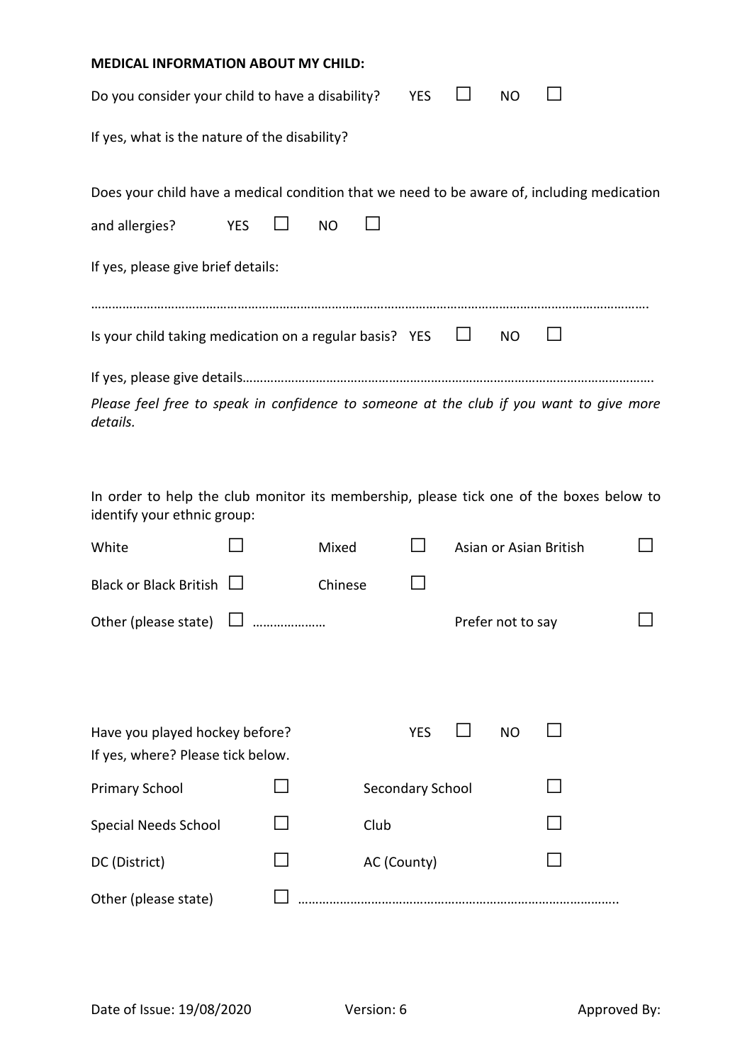**MEDICAL INFORMATION ABOUT MY CHILD:**

Do you consider your child to have a disability? YES ☐ NO ☐

If yes, what is the nature of the disability?

Does your child have a medical condition that we need to be aware of, including medication and allergies? YES ☐ NO ☐

If yes, please give brief details:

………………………………………………………………………………………………………………………………………….

Is your child taking medication on a regular basis? YES ☐ NO ☐

If yes, please give details………………………………………………………………………………………………………

*Please feel free to speak in confidence to someone at the club if you want to give more details.*

In order to help the club monitor its membership, please tick one of the boxes below to identify your ethnic group:

| | | | | | |
|---|---|---|---|---|---|
| White | ☐ | Mixed | ☐ | Asian or Asian British | ☐ |
| Black or Black British | ☐ | Chinese | ☐ | | |
| Other (please state) | ☐ ………………… | | | Prefer not to say | ☐ |

Have you played hockey before? YES ☐ NO ☐

If yes, where? Please tick below.

| | | | |
|---|---|---|---|
| Primary School | ☐ | Secondary School | ☐ |
| Special Needs School | ☐ | Club | ☐ |
| DC (District) | ☐ | AC (County) | ☐ |
| Other (please state) | ☐ ……………………………………………………………………………… | | |

Date of Issue: 19/08/2020 Version: 6 Approved By: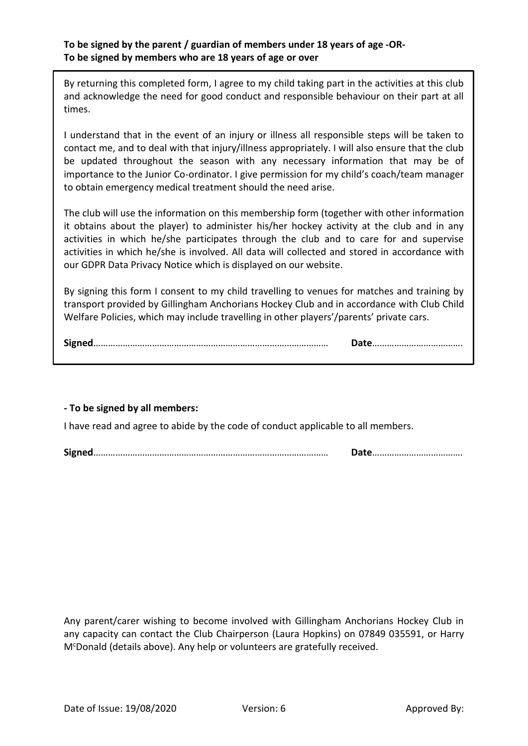**To be signed by the parent / guardian of members under 18 years of age -OR-**
**To be signed by members who are 18 years of age or over**

By returning this completed form, I agree to my child taking part in the activities at this club and acknowledge the need for good conduct and responsible behaviour on their part at all times.

I understand that in the event of an injury or illness all responsible steps will be taken to contact me, and to deal with that injury/illness appropriately. I will also ensure that the club be updated throughout the season with any necessary information that may be of importance to the Junior Co-ordinator. I give permission for my child's coach/team manager to obtain emergency medical treatment should the need arise.

The club will use the information on this membership form (together with other information it obtains about the player) to administer his/her hockey activity at the club and in any activities in which he/she participates through the club and to care for and supervise activities in which he/she is involved. All data will collected and stored in accordance with our GDPR Data Privacy Notice which is displayed on our website.

By signing this form I consent to my child travelling to venues for matches and training by transport provided by Gillingham Anchorians Hockey Club and in accordance with Club Child Welfare Policies, which may include travelling in other players'/parents' private cars.

**Signed**…………………………………………………………………………………… **Date**……………………………….

**- To be signed by all members:**

I have read and agree to abide by the code of conduct applicable to all members.

**Signed**…………………………………………………………………………………… **Date**……………………………….

Any parent/carer wishing to become involved with Gillingham Anchorians Hockey Club in any capacity can contact the Club Chairperson (Laura Hopkins) on 07849 035591, or Harry McDonald (details above). Any help or volunteers are gratefully received.

Date of Issue: 19/08/2020 Version: 6 Approved By: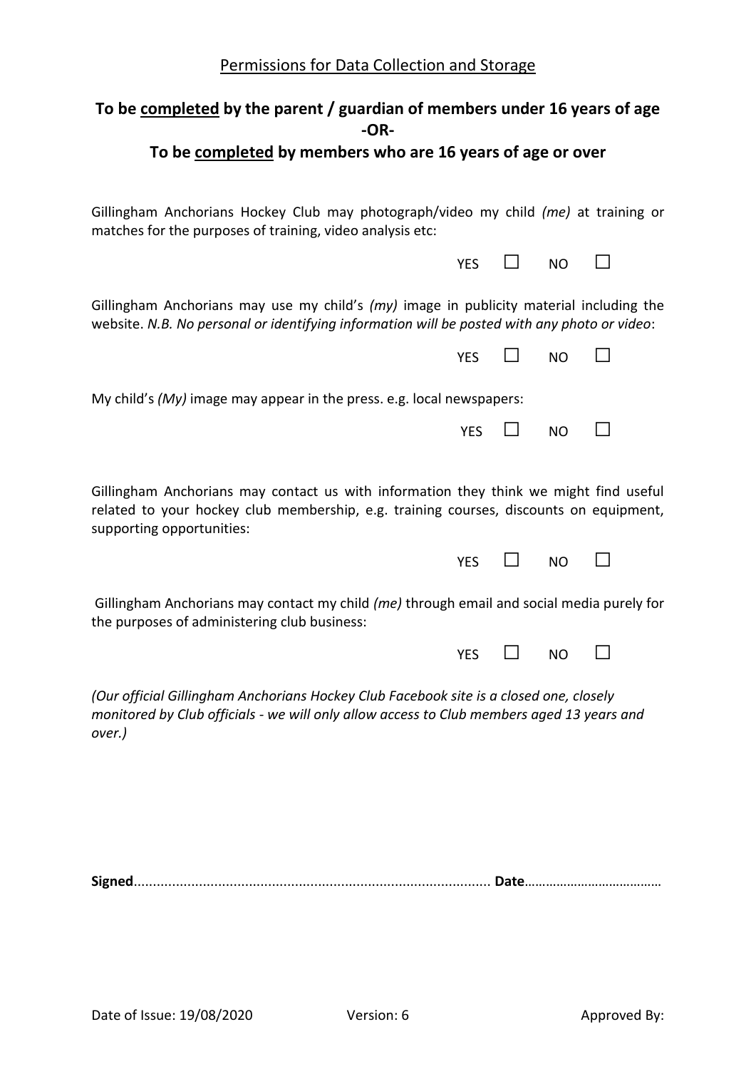Permissions for Data Collection and Storage

## To be <u>completed</u> by the parent / guardian of members under 16 years of age -OR- To be <u>completed</u> by members who are 16 years of age or over

Gillingham Anchorians Hockey Club may photograph/video my child *(me)* at training or matches for the purposes of training, video analysis etc:

YES ☐ NO ☐

Gillingham Anchorians may use my child's *(my)* image in publicity material including the website. *N.B. No personal or identifying information will be posted with any photo or video*:

YES ☐ NO ☐

My child's *(My)* image may appear in the press. e.g. local newspapers:

YES ☐ NO ☐

Gillingham Anchorians may contact us with information they think we might find useful related to your hockey club membership, e.g. training courses, discounts on equipment, supporting opportunities:

YES ☐ NO ☐

Gillingham Anchorians may contact my child *(me)* through email and social media purely for the purposes of administering club business:

YES ☐ NO ☐

*(Our official Gillingham Anchorians Hockey Club Facebook site is a closed one, closely monitored by Club officials - we will only allow access to Club members aged 13 years and over.)*

**Signed**............................................................................................ **Date**……………………………….

Date of Issue: 19/08/2020 Version: 6 Approved By: